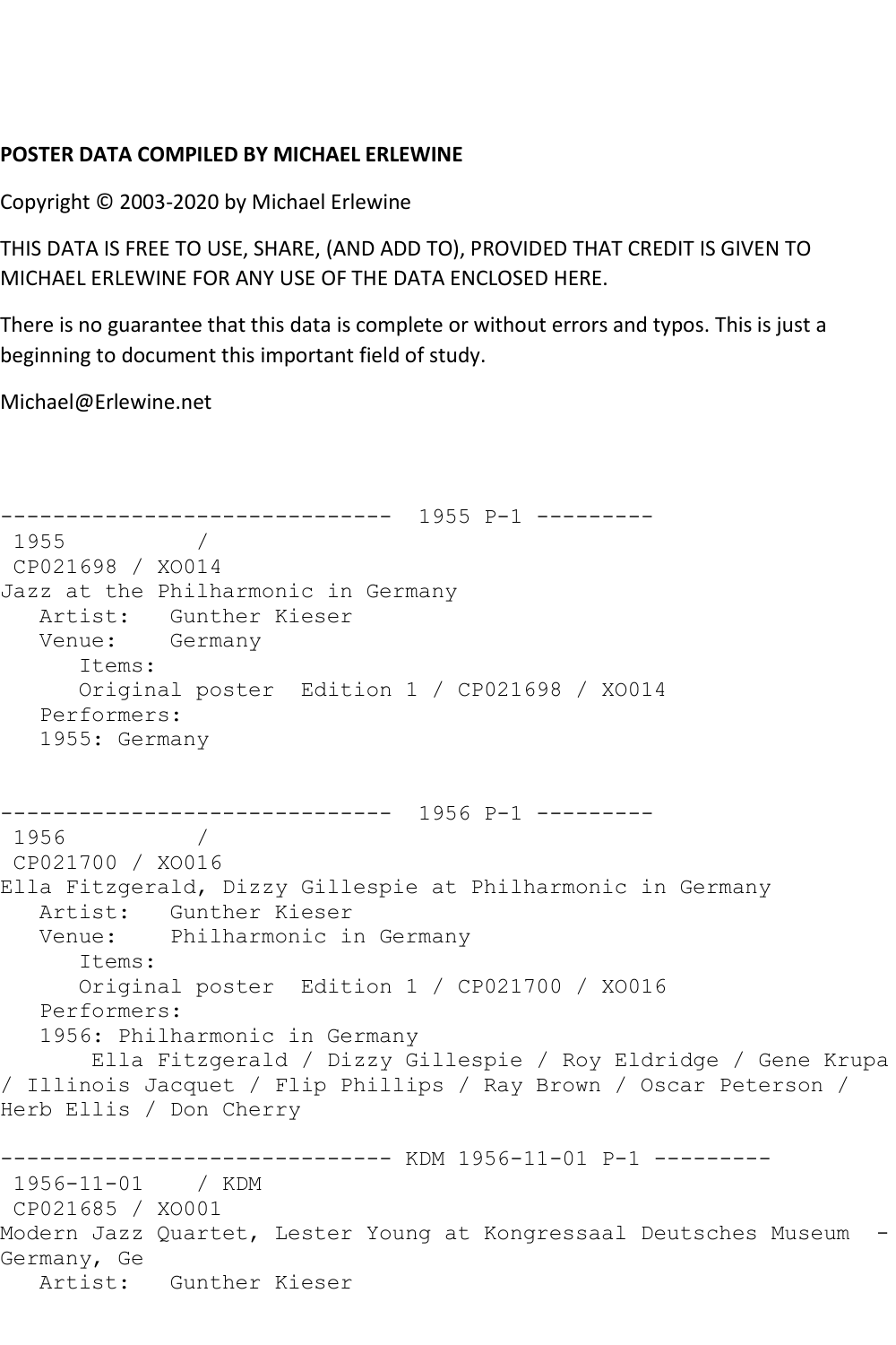**POSTER DATA COMPILED BY MICHAEL ERLEWINE**

Copyright © 2003-2020 by Michael Erlewine

THIS DATA IS FREE TO USE, SHARE, (AND ADD TO), PROVIDED THAT CREDIT IS GIVEN TO MICHAEL ERLEWINE FOR ANY USE OF THE DATA ENCLOSED HERE.

There is no guarantee that this data is complete or without errors and typos. This is just a beginning to document this important field of study.

Michael@Erlewine.net

```
------------------------------  1955 P-1 ---------
 1955          /
 CP021698 / XO014
Jazz at the Philharmonic in Germany
   Artist:   Gunther Kieser
   Venue:    Germany
      Items:
      Original poster  Edition 1 / CP021698 / XO014
   Performers:
   1955: Germany


------------------------------  1956 P-1 ---------
 1956          /
 CP021700 / XO016
Ella Fitzgerald, Dizzy Gillespie at Philharmonic in Germany
   Artist:   Gunther Kieser
   Venue:    Philharmonic in Germany
      Items:
      Original poster  Edition 1 / CP021700 / XO016
   Performers:
   1956: Philharmonic in Germany
       Ella Fitzgerald / Dizzy Gillespie / Roy Eldridge / Gene Krupa
/ Illinois Jacquet / Flip Phillips / Ray Brown / Oscar Peterson /
Herb Ellis / Don Cherry

------------------------------ KDM 1956-11-01 P-1 ---------
 1956-11-01    / KDM
 CP021685 / XO001
Modern Jazz Quartet, Lester Young at Kongressaal Deutsches Museum  -
Germany, Ge
   Artist:   Gunther Kieser
```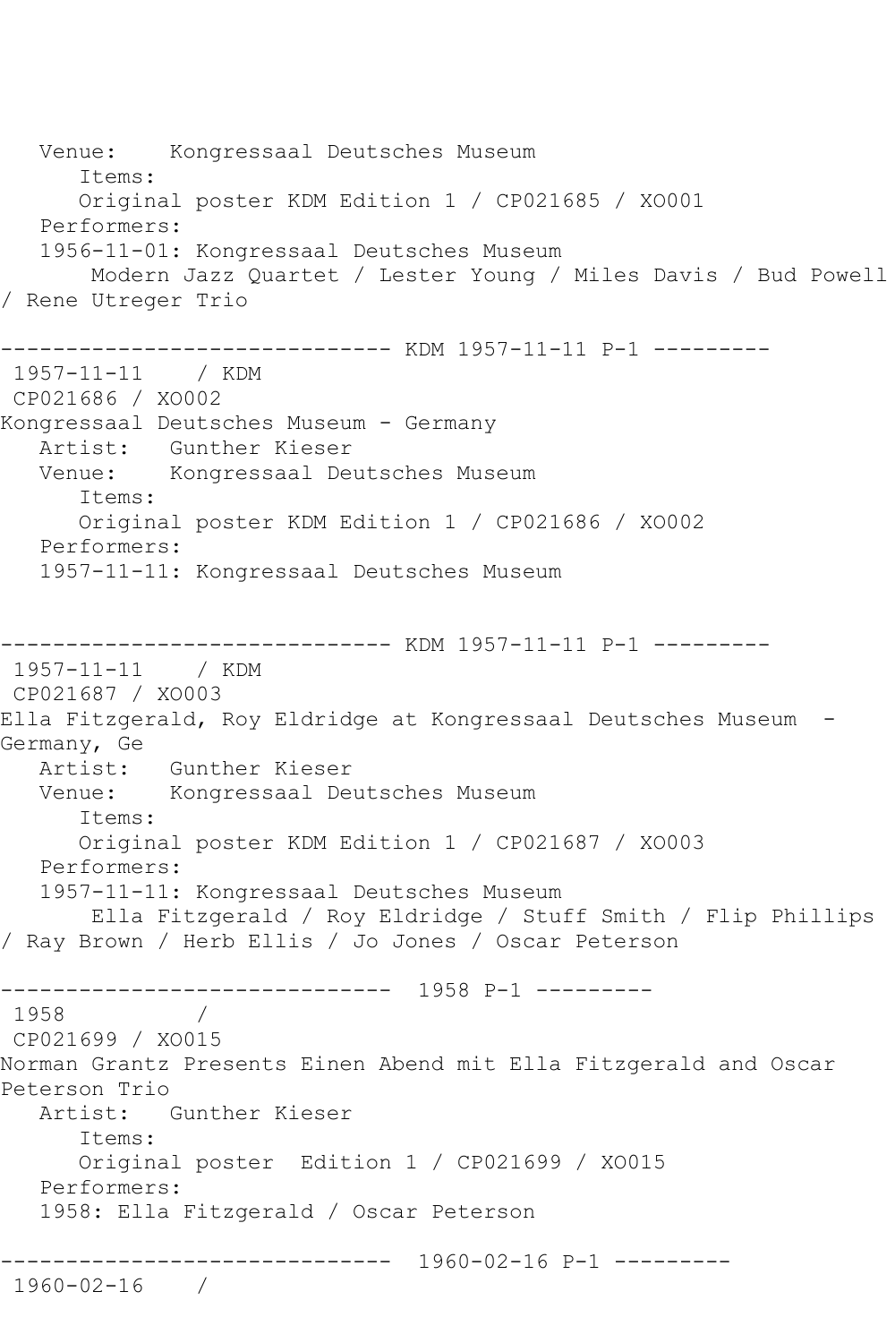Venue:    Kongressaal Deutsches Museum
      Items:
      Original poster KDM Edition 1 / CP021685 / XO001
   Performers:
   1956-11-01: Kongressaal Deutsches Museum
       Modern Jazz Quartet / Lester Young / Miles Davis / Bud Powell / Rene Utreger Trio

------------------------------ KDM 1957-11-11 P-1 ---------
1957-11-11    / KDM
CP021686 / XO002
Kongressaal Deutsches Museum - Germany
   Artist:   Gunther Kieser
   Venue:    Kongressaal Deutsches Museum
      Items:
      Original poster KDM Edition 1 / CP021686 / XO002
   Performers:
   1957-11-11: Kongressaal Deutsches Museum

------------------------------ KDM 1957-11-11 P-1 ---------
1957-11-11    / KDM
CP021687 / XO003
Ella Fitzgerald, Roy Eldridge at Kongressaal Deutsches Museum - Germany, Ge
   Artist:   Gunther Kieser
   Venue:    Kongressaal Deutsches Museum
      Items:
      Original poster KDM Edition 1 / CP021687 / XO003
   Performers:
   1957-11-11: Kongressaal Deutsches Museum
       Ella Fitzgerald / Roy Eldridge / Stuff Smith / Flip Phillips / Ray Brown / Herb Ellis / Jo Jones / Oscar Peterson

------------------------------  1958 P-1 ---------
1958          /
CP021699 / XO015
Norman Grantz Presents Einen Abend mit Ella Fitzgerald and Oscar Peterson Trio
   Artist:   Gunther Kieser
      Items:
      Original poster  Edition 1 / CP021699 / XO015
   Performers:
   1958: Ella Fitzgerald / Oscar Peterson

------------------------------  1960-02-16 P-1 ---------
1960-02-16    /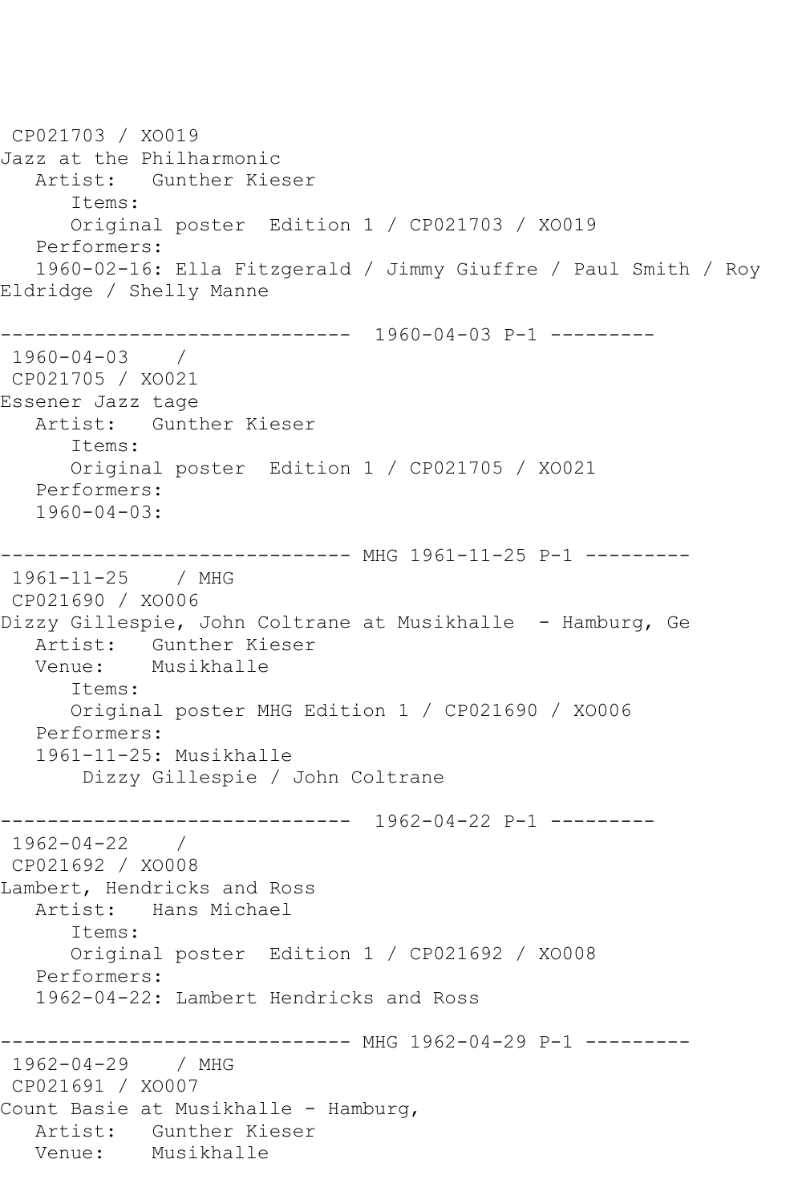CP021703 / XO019
Jazz at the Philharmonic
   Artist:   Gunther Kieser
      Items:
      Original poster  Edition 1 / CP021703 / XO019
   Performers:
   1960-02-16: Ella Fitzgerald / Jimmy Giuffre / Paul Smith / Roy Eldridge / Shelly Manne

------------------------------  1960-04-03 P-1 ---------
 1960-04-03    /
 CP021705 / XO021
Essener Jazz tage
   Artist:   Gunther Kieser
      Items:
      Original poster  Edition 1 / CP021705 / XO021
   Performers:
   1960-04-03:

------------------------------ MHG 1961-11-25 P-1 ---------
 1961-11-25    / MHG
 CP021690 / XO006
Dizzy Gillespie, John Coltrane at Musikhalle  - Hamburg, Ge
   Artist:   Gunther Kieser
   Venue:    Musikhalle
      Items:
      Original poster MHG Edition 1 / CP021690 / XO006
   Performers:
   1961-11-25: Musikhalle
       Dizzy Gillespie / John Coltrane

------------------------------  1962-04-22 P-1 ---------
 1962-04-22    /
 CP021692 / XO008
Lambert, Hendricks and Ross
   Artist:   Hans Michael
      Items:
      Original poster  Edition 1 / CP021692 / XO008
   Performers:
   1962-04-22: Lambert Hendricks and Ross

------------------------------ MHG 1962-04-29 P-1 ---------
 1962-04-29    / MHG
 CP021691 / XO007
Count Basie at Musikhalle - Hamburg,
   Artist:   Gunther Kieser
   Venue:    Musikhalle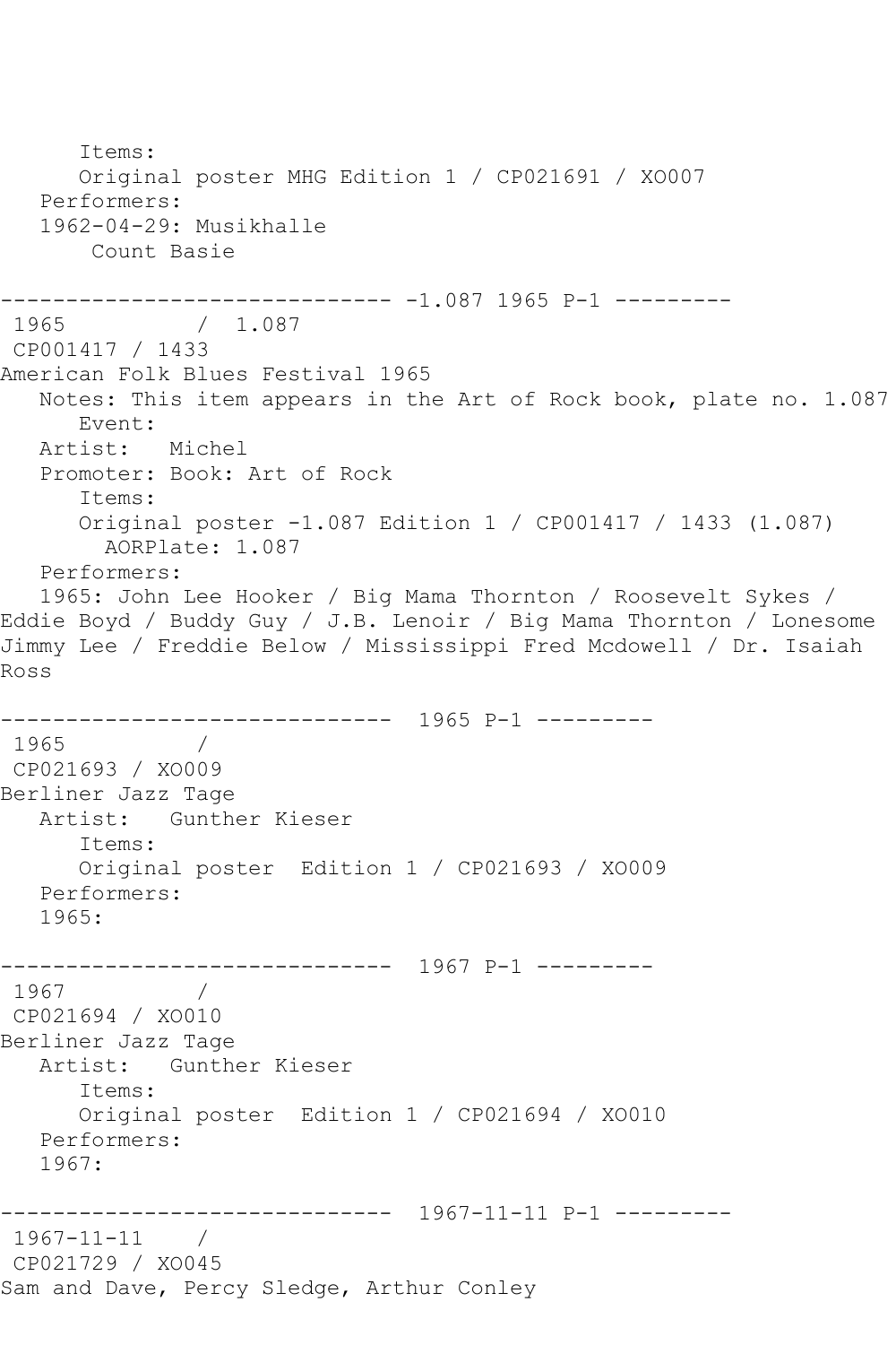```
      Items:
      Original poster MHG Edition 1 / CP021691 / XO007
   Performers:
   1962-04-29: Musikhalle
       Count Basie

------------------------------ -1.087 1965 P-1 ---------
 1965          /  1.087
 CP001417 / 1433
American Folk Blues Festival 1965
   Notes: This item appears in the Art of Rock book, plate no. 1.087
      Event:
   Artist:   Michel
   Promoter: Book: Art of Rock
      Items:
      Original poster -1.087 Edition 1 / CP001417 / 1433 (1.087)
        AORPlate: 1.087
   Performers:
   1965: John Lee Hooker / Big Mama Thornton / Roosevelt Sykes /
Eddie Boyd / Buddy Guy / J.B. Lenoir / Big Mama Thornton / Lonesome
Jimmy Lee / Freddie Below / Mississippi Fred Mcdowell / Dr. Isaiah
Ross

------------------------------  1965 P-1 ---------
 1965          /
 CP021693 / XO009
Berliner Jazz Tage
   Artist:   Gunther Kieser
      Items:
      Original poster  Edition 1 / CP021693 / XO009
   Performers:
   1965:

------------------------------  1967 P-1 ---------
 1967          /
 CP021694 / XO010
Berliner Jazz Tage
   Artist:   Gunther Kieser
      Items:
      Original poster  Edition 1 / CP021694 / XO010
   Performers:
   1967:

------------------------------  1967-11-11 P-1 ---------
 1967-11-11    /
 CP021729 / XO045
Sam and Dave, Percy Sledge, Arthur Conley
```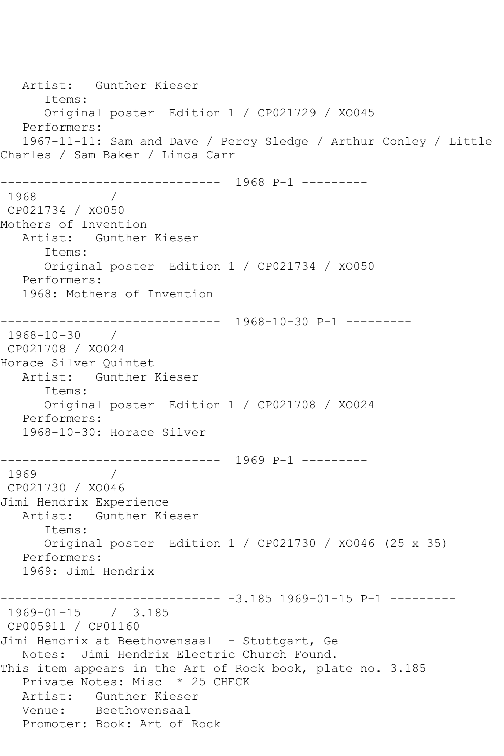```
   Artist:   Gunther Kieser
      Items:
      Original poster  Edition 1 / CP021729 / XO045
   Performers:
   1967-11-11: Sam and Dave / Percy Sledge / Arthur Conley / Little 
Charles / Sam Baker / Linda Carr

------------------------------  1968 P-1 ---------
 1968          / 
 CP021734 / XO050
Mothers of Invention
   Artist:   Gunther Kieser
      Items:
      Original poster  Edition 1 / CP021734 / XO050
   Performers:
   1968: Mothers of Invention

------------------------------  1968-10-30 P-1 ---------
 1968-10-30    / 
 CP021708 / XO024
Horace Silver Quintet
   Artist:   Gunther Kieser
      Items:
      Original poster  Edition 1 / CP021708 / XO024
   Performers:
   1968-10-30: Horace Silver

------------------------------  1969 P-1 ---------
 1969          / 
 CP021730 / XO046
Jimi Hendrix Experience
   Artist:   Gunther Kieser
      Items:
      Original poster  Edition 1 / CP021730 / XO046 (25 x 35)
   Performers:
   1969: Jimi Hendrix

------------------------------ -3.185 1969-01-15 P-1 ---------
 1969-01-15    /  3.185
 CP005911 / CP01160
Jimi Hendrix at Beethovensaal  - Stuttgart, Ge
   Notes:  Jimi Hendrix Electric Church Found.
This item appears in the Art of Rock book, plate no. 3.185
   Private Notes: Misc  * 25 CHECK
   Artist:   Gunther Kieser
   Venue:    Beethovensaal
   Promoter: Book: Art of Rock
```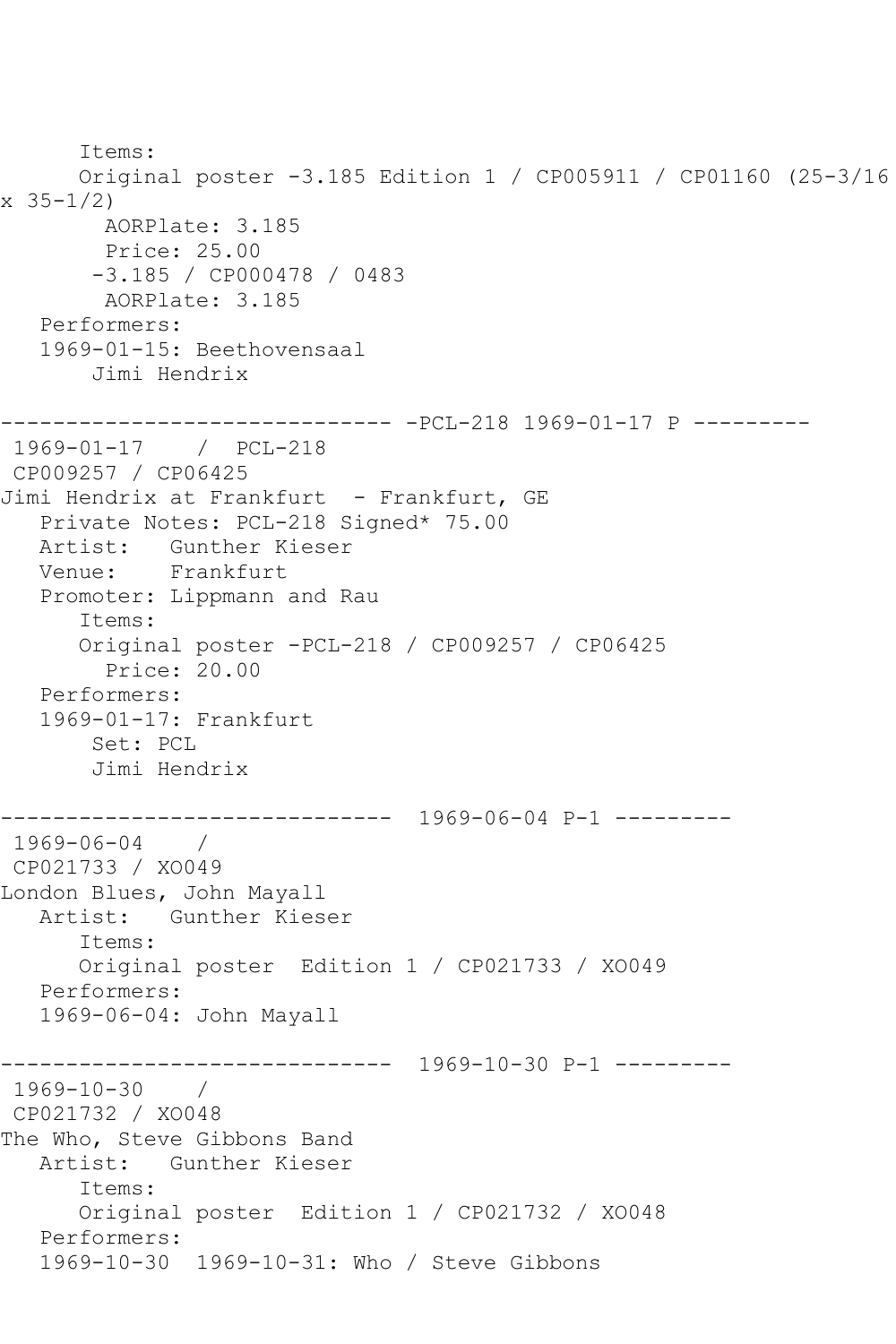```
      Items:
      Original poster -3.185 Edition 1 / CP005911 / CP01160 (25-3/16
x 35-1/2)
        AORPlate: 3.185
        Price: 25.00
       -3.185 / CP000478 / 0483
        AORPlate: 3.185
   Performers:
   1969-01-15: Beethovensaal
       Jimi Hendrix

------------------------------ -PCL-218 1969-01-17 P ---------
 1969-01-17    /  PCL-218
 CP009257 / CP06425
Jimi Hendrix at Frankfurt  - Frankfurt, GE
   Private Notes: PCL-218 Signed* 75.00
   Artist:   Gunther Kieser
   Venue:    Frankfurt
   Promoter: Lippmann and Rau
      Items:
      Original poster -PCL-218 / CP009257 / CP06425
        Price: 20.00
   Performers:
   1969-01-17: Frankfurt
       Set: PCL
       Jimi Hendrix

------------------------------  1969-06-04 P-1 ---------
 1969-06-04    /
 CP021733 / XO049
London Blues, John Mayall
   Artist:   Gunther Kieser
      Items:
      Original poster  Edition 1 / CP021733 / XO049
   Performers:
   1969-06-04: John Mayall

------------------------------  1969-10-30 P-1 ---------
 1969-10-30    /
 CP021732 / XO048
The Who, Steve Gibbons Band
   Artist:   Gunther Kieser
      Items:
      Original poster  Edition 1 / CP021732 / XO048
   Performers:
   1969-10-30  1969-10-31: Who / Steve Gibbons
```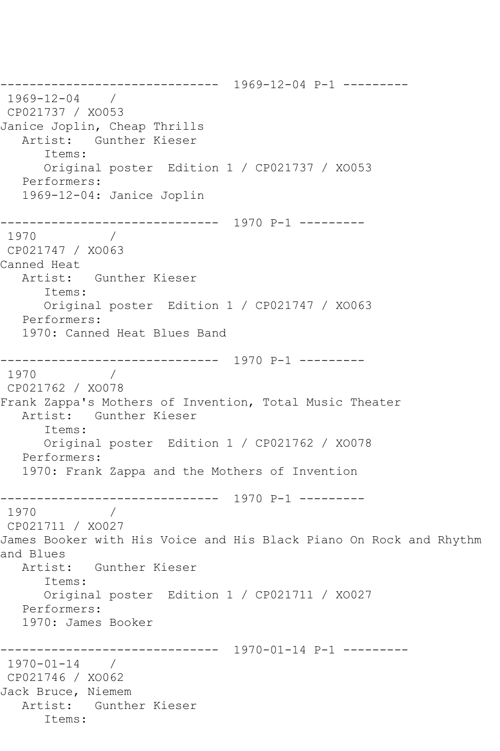```
------------------------------  1969-12-04 P-1 ---------
 1969-12-04    / 
 CP021737 / XO053
Janice Joplin, Cheap Thrills
   Artist:   Gunther Kieser
      Items:
      Original poster  Edition 1 / CP021737 / XO053
   Performers:
   1969-12-04: Janice Joplin

------------------------------  1970 P-1 ---------
 1970          / 
 CP021747 / XO063
Canned Heat
   Artist:   Gunther Kieser
      Items:
      Original poster  Edition 1 / CP021747 / XO063
   Performers:
   1970: Canned Heat Blues Band

------------------------------  1970 P-1 ---------
 1970          / 
 CP021762 / XO078
Frank Zappa's Mothers of Invention, Total Music Theater
   Artist:   Gunther Kieser
      Items:
      Original poster  Edition 1 / CP021762 / XO078
   Performers:
   1970: Frank Zappa and the Mothers of Invention

------------------------------  1970 P-1 ---------
 1970          / 
 CP021711 / XO027
James Booker with His Voice and His Black Piano On Rock and Rhythm
and Blues
   Artist:   Gunther Kieser
      Items:
      Original poster  Edition 1 / CP021711 / XO027
   Performers:
   1970: James Booker

------------------------------  1970-01-14 P-1 ---------
 1970-01-14    / 
 CP021746 / XO062
Jack Bruce, Niemem
   Artist:   Gunther Kieser
      Items:
```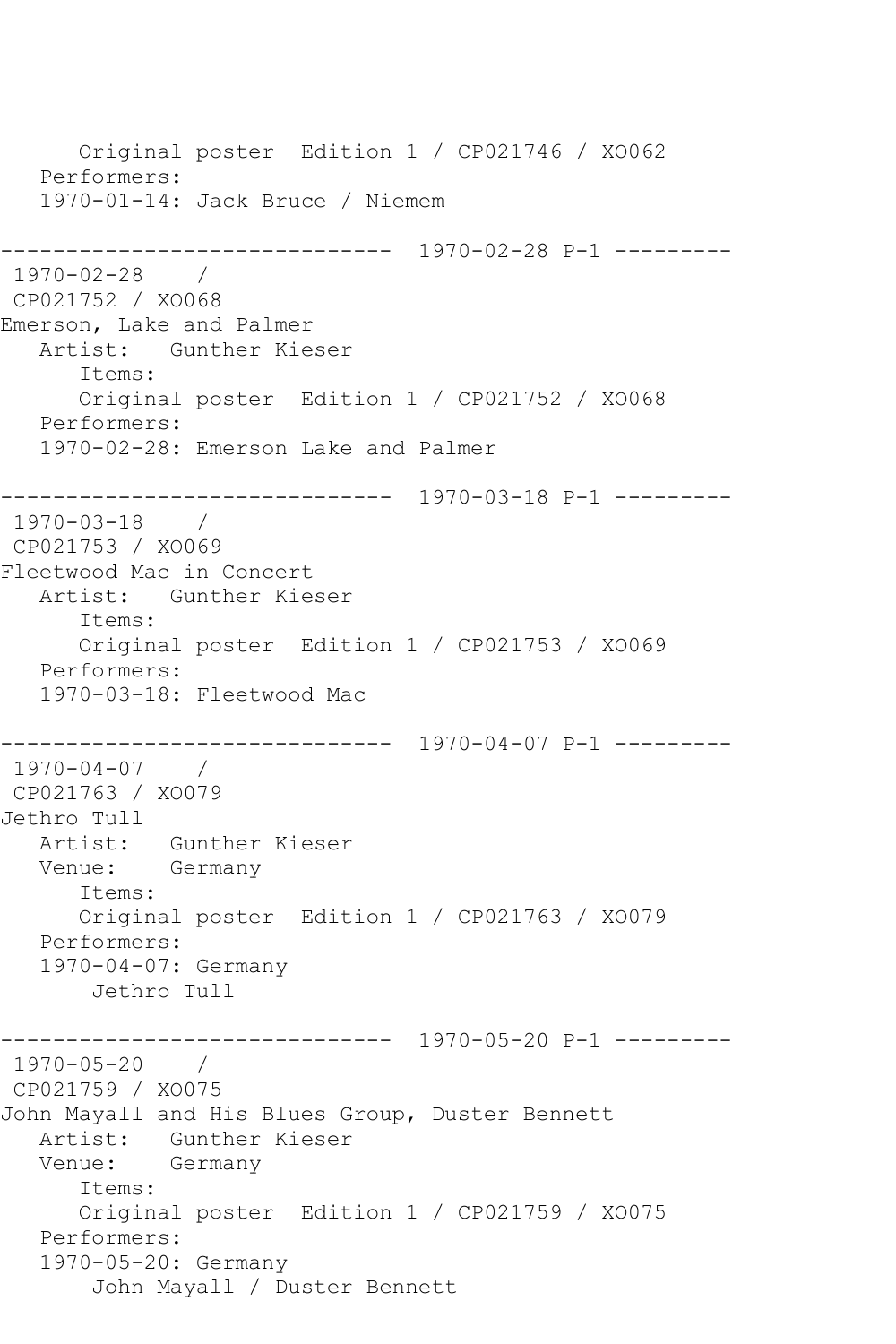```
      Original poster  Edition 1 / CP021746 / XO062
   Performers:
   1970-01-14: Jack Bruce / Niemem

------------------------------  1970-02-28 P-1 ---------
 1970-02-28    /
 CP021752 / XO068
Emerson, Lake and Palmer
   Artist:   Gunther Kieser
      Items:
      Original poster  Edition 1 / CP021752 / XO068
   Performers:
   1970-02-28: Emerson Lake and Palmer

------------------------------  1970-03-18 P-1 ---------
 1970-03-18    /
 CP021753 / XO069
Fleetwood Mac in Concert
   Artist:   Gunther Kieser
      Items:
      Original poster  Edition 1 / CP021753 / XO069
   Performers:
   1970-03-18: Fleetwood Mac

------------------------------  1970-04-07 P-1 ---------
 1970-04-07    /
 CP021763 / XO079
Jethro Tull
   Artist:   Gunther Kieser
   Venue:    Germany
      Items:
      Original poster  Edition 1 / CP021763 / XO079
   Performers:
   1970-04-07: Germany
       Jethro Tull

------------------------------  1970-05-20 P-1 ---------
 1970-05-20    /
 CP021759 / XO075
John Mayall and His Blues Group, Duster Bennett
   Artist:   Gunther Kieser
   Venue:    Germany
      Items:
      Original poster  Edition 1 / CP021759 / XO075
   Performers:
   1970-05-20: Germany
       John Mayall / Duster Bennett
```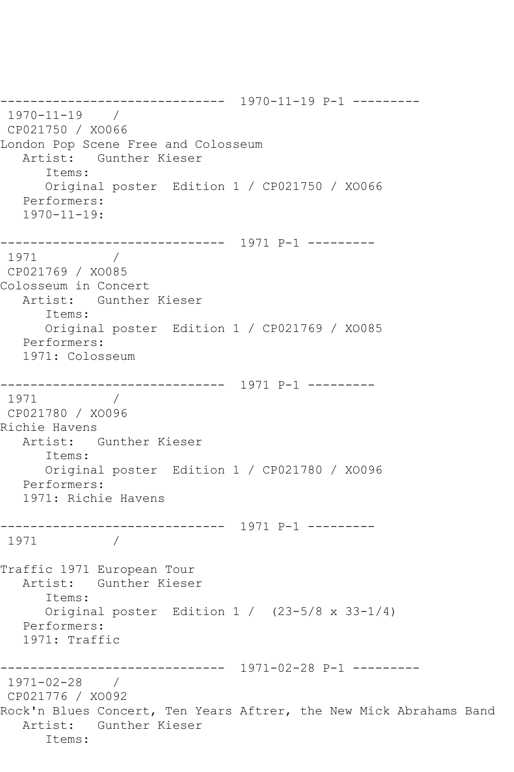------------------------------ 1970-11-19 P-1 ---------

1970-11-19 /

CP021750 / XO066

London Pop Scene Free and Colosseum

Artist: Gunther Kieser

Items:

Original poster Edition 1 / CP021750 / XO066

Performers:

1970-11-19:

------------------------------ 1971 P-1 ---------

1971 /

CP021769 / XO085

Colosseum in Concert

Artist: Gunther Kieser

Items:

Original poster Edition 1 / CP021769 / XO085

Performers:

1971: Colosseum

------------------------------ 1971 P-1 ---------

1971 /

CP021780 / XO096

Richie Havens

Artist: Gunther Kieser

Items:

Original poster Edition 1 / CP021780 / XO096

Performers:

1971: Richie Havens

------------------------------ 1971 P-1 ---------

1971 /

Traffic 1971 European Tour

Artist: Gunther Kieser

Items:

Original poster Edition 1 / (23-5/8 x 33-1/4)

Performers:

1971: Traffic

------------------------------ 1971-02-28 P-1 ---------

1971-02-28 /

CP021776 / XO092

Rock'n Blues Concert, Ten Years Aftrer, the New Mick Abrahams Band

Artist: Gunther Kieser

Items: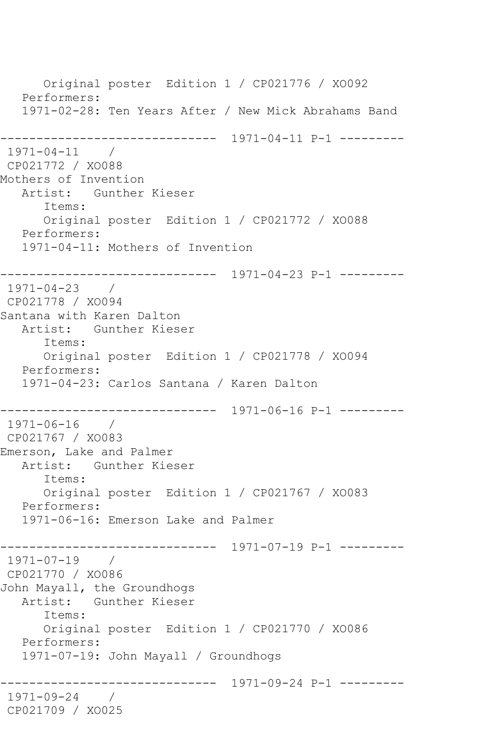Original poster  Edition 1 / CP021776 / XO092
   Performers:
   1971-02-28: Ten Years After / New Mick Abrahams Band

------------------------------  1971-04-11 P-1 ---------
 1971-04-11    /
 CP021772 / XO088
Mothers of Invention
   Artist:   Gunther Kieser
      Items:
      Original poster  Edition 1 / CP021772 / XO088
   Performers:
   1971-04-11: Mothers of Invention

------------------------------  1971-04-23 P-1 ---------
 1971-04-23    /
 CP021778 / XO094
Santana with Karen Dalton
   Artist:   Gunther Kieser
      Items:
      Original poster  Edition 1 / CP021778 / XO094
   Performers:
   1971-04-23: Carlos Santana / Karen Dalton

------------------------------  1971-06-16 P-1 ---------
 1971-06-16    /
 CP021767 / XO083
Emerson, Lake and Palmer
   Artist:   Gunther Kieser
      Items:
      Original poster  Edition 1 / CP021767 / XO083
   Performers:
   1971-06-16: Emerson Lake and Palmer

------------------------------  1971-07-19 P-1 ---------
 1971-07-19    /
 CP021770 / XO086
John Mayall, the Groundhogs
   Artist:   Gunther Kieser
      Items:
      Original poster  Edition 1 / CP021770 / XO086
   Performers:
   1971-07-19: John Mayall / Groundhogs

------------------------------  1971-09-24 P-1 ---------
 1971-09-24    /
 CP021709 / XO025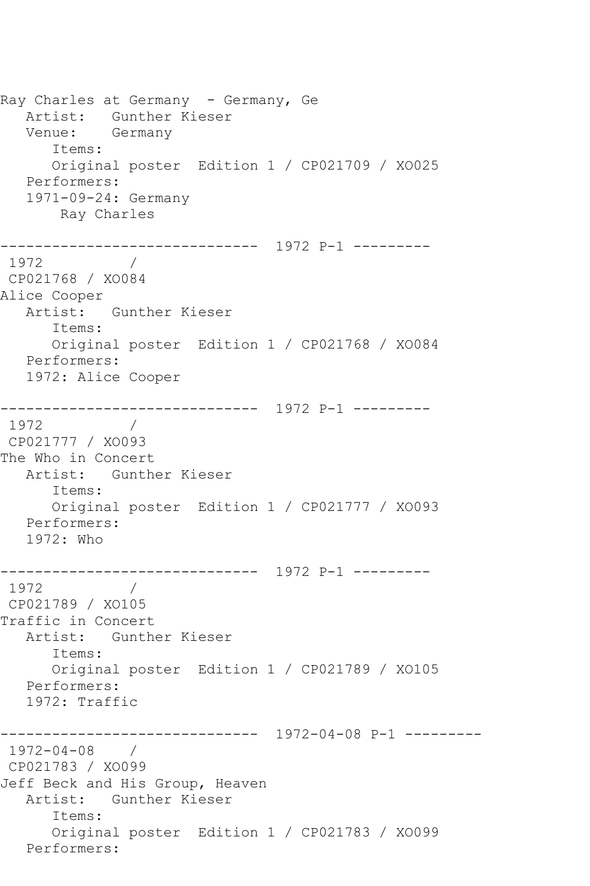Ray Charles at Germany - Germany, Ge
   Artist:   Gunther Kieser
   Venue:    Germany
      Items:
      Original poster  Edition 1 / CP021709 / XO025
   Performers:
   1971-09-24: Germany
       Ray Charles

------------------------------  1972 P-1 ---------
 1972          /
 CP021768 / XO084
Alice Cooper
   Artist:   Gunther Kieser
      Items:
      Original poster  Edition 1 / CP021768 / XO084
   Performers:
   1972: Alice Cooper

------------------------------  1972 P-1 ---------
 1972          /
 CP021777 / XO093
The Who in Concert
   Artist:   Gunther Kieser
      Items:
      Original poster  Edition 1 / CP021777 / XO093
   Performers:
   1972: Who

------------------------------  1972 P-1 ---------
 1972          /
 CP021789 / XO105
Traffic in Concert
   Artist:   Gunther Kieser
      Items:
      Original poster  Edition 1 / CP021789 / XO105
   Performers:
   1972: Traffic

------------------------------  1972-04-08 P-1 ---------
 1972-04-08    /
 CP021783 / XO099
Jeff Beck and His Group, Heaven
   Artist:   Gunther Kieser
      Items:
      Original poster  Edition 1 / CP021783 / XO099
   Performers: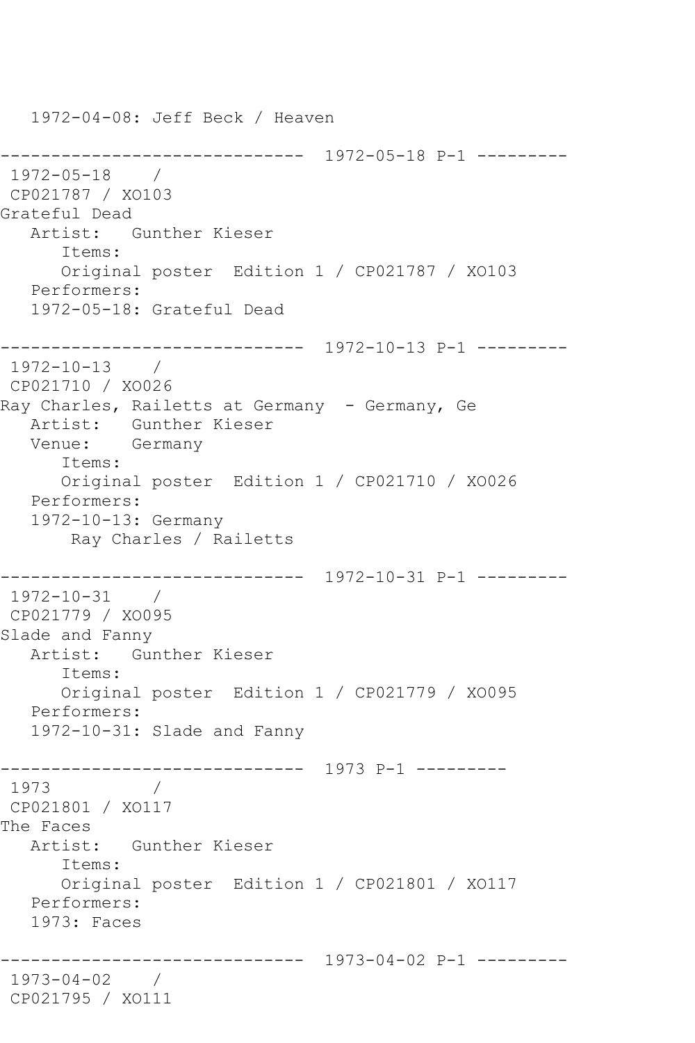```
   1972-04-08: Jeff Beck / Heaven

------------------------------  1972-05-18 P-1 ---------
 1972-05-18    / 
 CP021787 / XO103
Grateful Dead
   Artist:   Gunther Kieser
      Items:
      Original poster  Edition 1 / CP021787 / XO103
   Performers:
   1972-05-18: Grateful Dead

------------------------------  1972-10-13 P-1 ---------
 1972-10-13    / 
 CP021710 / XO026
Ray Charles, Railetts at Germany  - Germany, Ge
   Artist:   Gunther Kieser
   Venue:    Germany
      Items:
      Original poster  Edition 1 / CP021710 / XO026
   Performers:
   1972-10-13: Germany
       Ray Charles / Railetts

------------------------------  1972-10-31 P-1 ---------
 1972-10-31    / 
 CP021779 / XO095
Slade and Fanny
   Artist:   Gunther Kieser
      Items:
      Original poster  Edition 1 / CP021779 / XO095
   Performers:
   1972-10-31: Slade and Fanny

------------------------------  1973 P-1 ---------
 1973          / 
 CP021801 / XO117
The Faces
   Artist:   Gunther Kieser
      Items:
      Original poster  Edition 1 / CP021801 / XO117
   Performers:
   1973: Faces

------------------------------  1973-04-02 P-1 ---------
 1973-04-02    / 
 CP021795 / XO111
```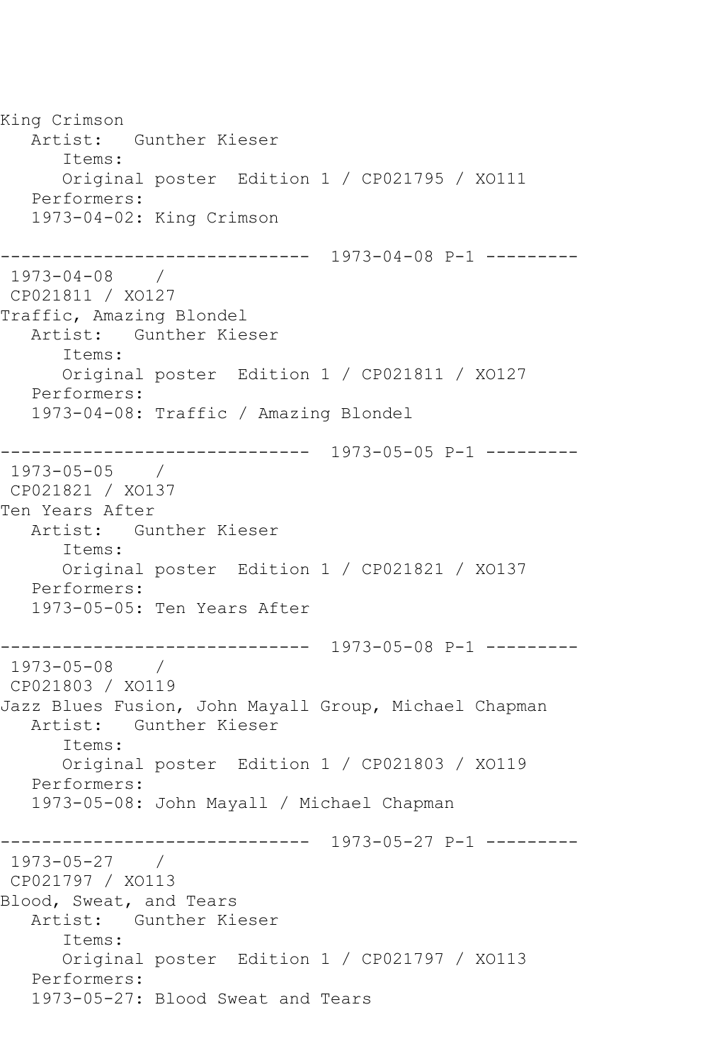King Crimson
   Artist:   Gunther Kieser
      Items:
      Original poster  Edition 1 / CP021795 / XO111
   Performers:
   1973-04-02: King Crimson

------------------------------  1973-04-08 P-1 ---------
 1973-04-08    /
 CP021811 / XO127
Traffic, Amazing Blondel
   Artist:   Gunther Kieser
      Items:
      Original poster  Edition 1 / CP021811 / XO127
   Performers:
   1973-04-08: Traffic / Amazing Blondel

------------------------------  1973-05-05 P-1 ---------
 1973-05-05    /
 CP021821 / XO137
Ten Years After
   Artist:   Gunther Kieser
      Items:
      Original poster  Edition 1 / CP021821 / XO137
   Performers:
   1973-05-05: Ten Years After

------------------------------  1973-05-08 P-1 ---------
 1973-05-08    /
 CP021803 / XO119
Jazz Blues Fusion, John Mayall Group, Michael Chapman
   Artist:   Gunther Kieser
      Items:
      Original poster  Edition 1 / CP021803 / XO119
   Performers:
   1973-05-08: John Mayall / Michael Chapman

------------------------------  1973-05-27 P-1 ---------
 1973-05-27    /
 CP021797 / XO113
Blood, Sweat, and Tears
   Artist:   Gunther Kieser
      Items:
      Original poster  Edition 1 / CP021797 / XO113
   Performers:
   1973-05-27: Blood Sweat and Tears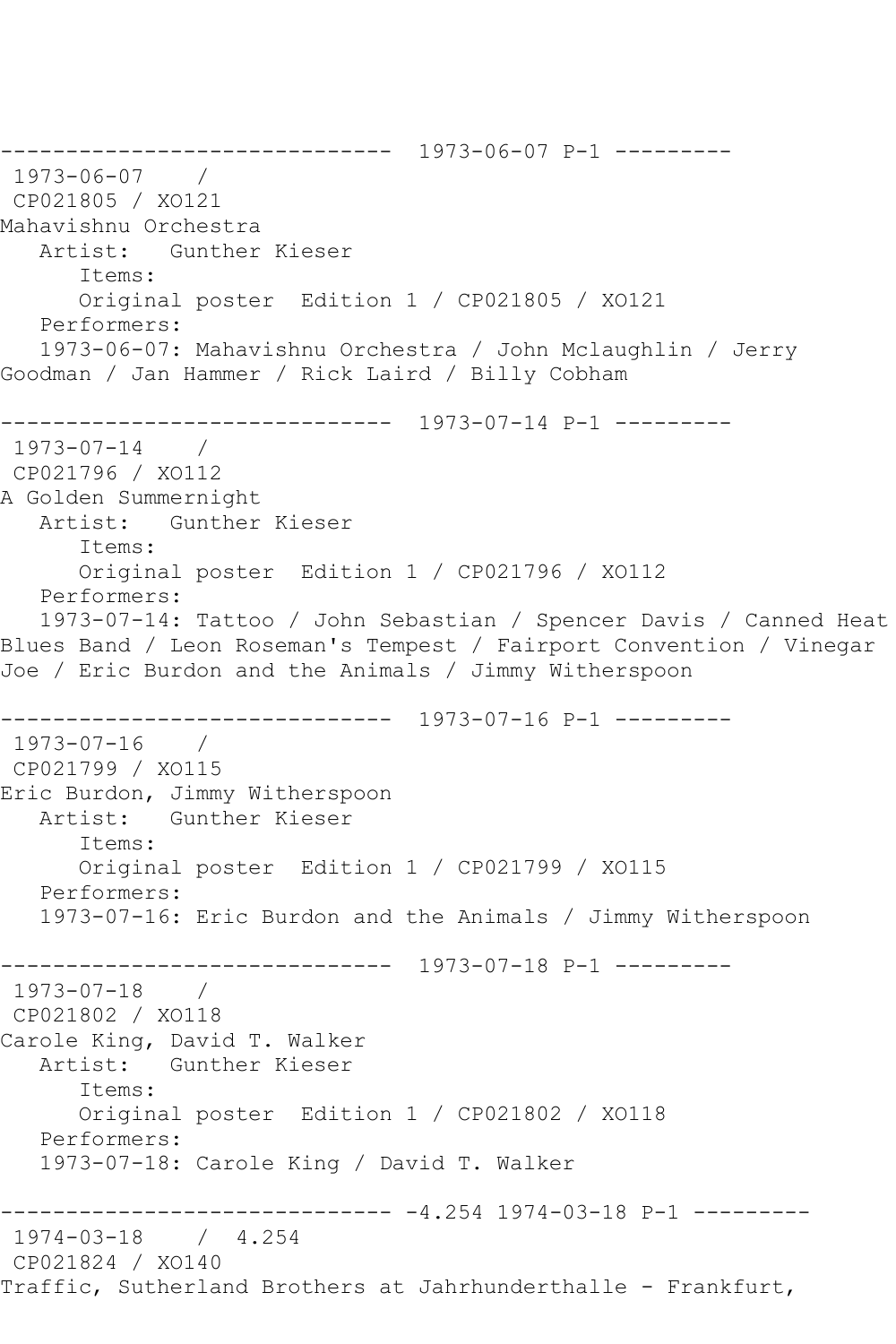------------------------------  1973-06-07 P-1 ---------
 1973-06-07    /
 CP021805 / XO121
Mahavishnu Orchestra
   Artist:   Gunther Kieser
      Items:
      Original poster  Edition 1 / CP021805 / XO121
   Performers:
   1973-06-07: Mahavishnu Orchestra / John Mclaughlin / Jerry Goodman / Jan Hammer / Rick Laird / Billy Cobham

------------------------------  1973-07-14 P-1 ---------
 1973-07-14    /
 CP021796 / XO112
A Golden Summernight
   Artist:   Gunther Kieser
      Items:
      Original poster  Edition 1 / CP021796 / XO112
   Performers:
   1973-07-14: Tattoo / John Sebastian / Spencer Davis / Canned Heat Blues Band / Leon Roseman's Tempest / Fairport Convention / Vinegar Joe / Eric Burdon and the Animals / Jimmy Witherspoon

------------------------------  1973-07-16 P-1 ---------
 1973-07-16    /
 CP021799 / XO115
Eric Burdon, Jimmy Witherspoon
   Artist:   Gunther Kieser
      Items:
      Original poster  Edition 1 / CP021799 / XO115
   Performers:
   1973-07-16: Eric Burdon and the Animals / Jimmy Witherspoon

------------------------------  1973-07-18 P-1 ---------
 1973-07-18    /
 CP021802 / XO118
Carole King, David T. Walker
   Artist:   Gunther Kieser
      Items:
      Original poster  Edition 1 / CP021802 / XO118
   Performers:
   1973-07-18: Carole King / David T. Walker

------------------------------ -4.254 1974-03-18 P-1 ---------
 1974-03-18    /  4.254
 CP021824 / XO140
Traffic, Sutherland Brothers at Jahrhunderthalle - Frankfurt,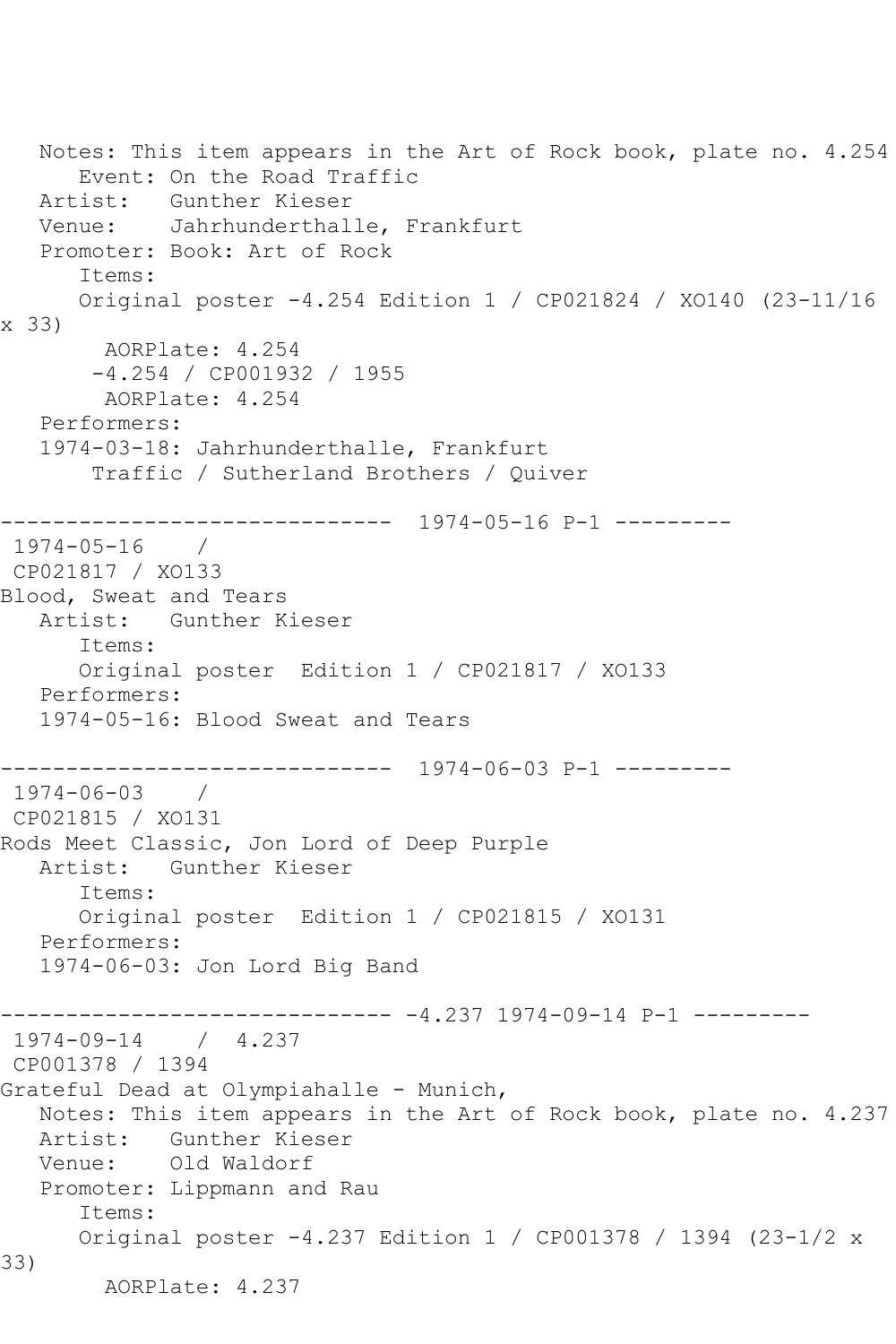Notes: This item appears in the Art of Rock book, plate no. 4.254
Event: On the Road Traffic
Artist: Gunther Kieser
Venue: Jahrhunderthalle, Frankfurt
Promoter: Book: Art of Rock
Items:
Original poster -4.254 Edition 1 / CP021824 / XO140 (23-11/16 x 33)
AORPlate: 4.254
-4.254 / CP001932 / 1955
AORPlate: 4.254
Performers:
1974-03-18: Jahrhunderthalle, Frankfurt
Traffic / Sutherland Brothers / Quiver

------------------------------ 1974-05-16 P-1 ---------

1974-05-16 /
CP021817 / XO133
Blood, Sweat and Tears
Artist: Gunther Kieser
Items:
Original poster Edition 1 / CP021817 / XO133
Performers:
1974-05-16: Blood Sweat and Tears

------------------------------ 1974-06-03 P-1 ---------

1974-06-03 /
CP021815 / XO131
Rods Meet Classic, Jon Lord of Deep Purple
Artist: Gunther Kieser
Items:
Original poster Edition 1 / CP021815 / XO131
Performers:
1974-06-03: Jon Lord Big Band

------------------------------ -4.237 1974-09-14 P-1 ---------

1974-09-14 / 4.237
CP001378 / 1394
Grateful Dead at Olympiahalle - Munich,
Notes: This item appears in the Art of Rock book, plate no. 4.237
Artist: Gunther Kieser
Venue: Old Waldorf
Promoter: Lippmann and Rau
Items:
Original poster -4.237 Edition 1 / CP001378 / 1394 (23-1/2 x 33)
AORPlate: 4.237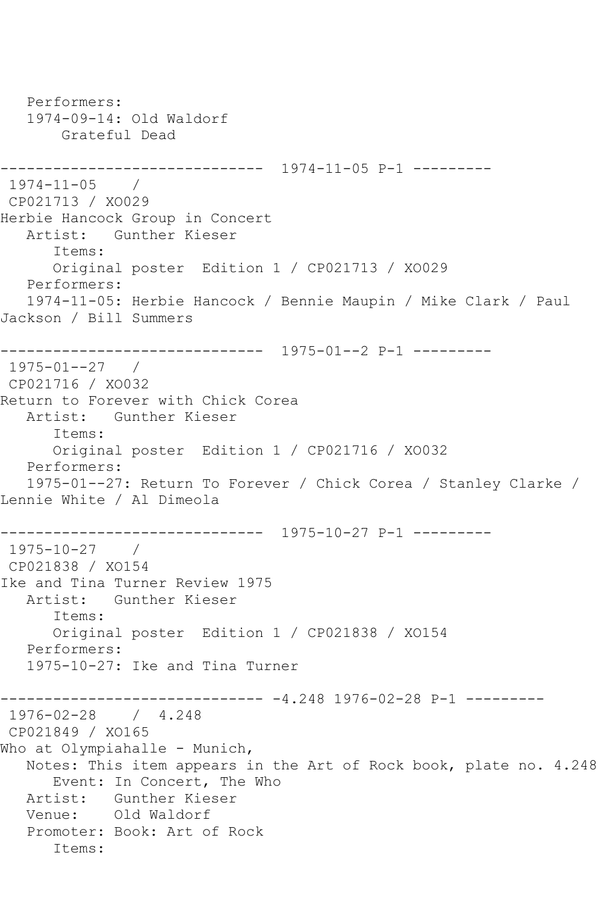Performers:
1974-09-14: Old Waldorf
Grateful Dead

------------------------------ 1974-11-05 P-1 ---------

1974-11-05 /
CP021713 / XO029
Herbie Hancock Group in Concert
Artist: Gunther Kieser
Items:
Original poster Edition 1 / CP021713 / XO029
Performers:
1974-11-05: Herbie Hancock / Bennie Maupin / Mike Clark / Paul Jackson / Bill Summers

------------------------------ 1975-01--2 P-1 ---------

1975-01--27 /
CP021716 / XO032
Return to Forever with Chick Corea
Artist: Gunther Kieser
Items:
Original poster Edition 1 / CP021716 / XO032
Performers:
1975-01--27: Return To Forever / Chick Corea / Stanley Clarke / Lennie White / Al Dimeola

------------------------------ 1975-10-27 P-1 ---------

1975-10-27 /
CP021838 / XO154
Ike and Tina Turner Review 1975
Artist: Gunther Kieser
Items:
Original poster Edition 1 / CP021838 / XO154
Performers:
1975-10-27: Ike and Tina Turner

------------------------------ -4.248 1976-02-28 P-1 ---------

1976-02-28 / 4.248
CP021849 / XO165
Who at Olympiahalle - Munich,
Notes: This item appears in the Art of Rock book, plate no. 4.248
Event: In Concert, The Who
Artist: Gunther Kieser
Venue: Old Waldorf
Promoter: Book: Art of Rock
Items: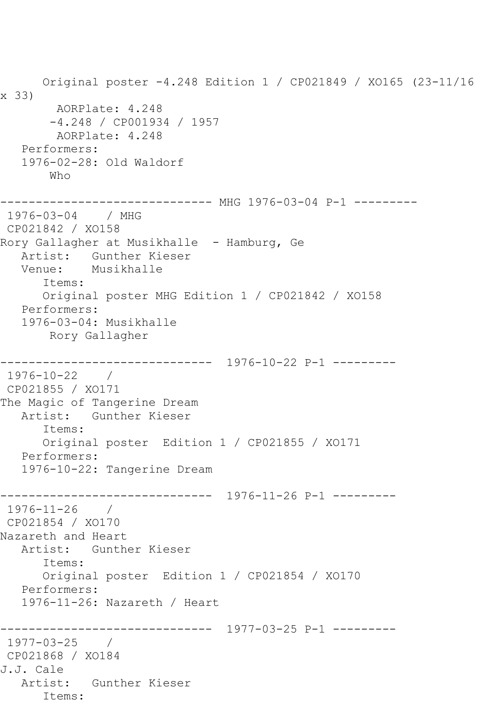Original poster -4.248 Edition 1 / CP021849 / XO165 (23-11/16 x 33)
AORPlate: 4.248
-4.248 / CP001934 / 1957
AORPlate: 4.248
Performers:
1976-02-28: Old Waldorf
Who

------------------------------ MHG 1976-03-04 P-1 ---------
1976-03-04 / MHG
CP021842 / XO158
Rory Gallagher at Musikhalle - Hamburg, Ge
Artist: Gunther Kieser
Venue: Musikhalle
Items:
Original poster MHG Edition 1 / CP021842 / XO158
Performers:
1976-03-04: Musikhalle
Rory Gallagher

------------------------------ 1976-10-22 P-1 ---------
1976-10-22 /
CP021855 / XO171
The Magic of Tangerine Dream
Artist: Gunther Kieser
Items:
Original poster Edition 1 / CP021855 / XO171
Performers:
1976-10-22: Tangerine Dream

------------------------------ 1976-11-26 P-1 ---------
1976-11-26 /
CP021854 / XO170
Nazareth and Heart
Artist: Gunther Kieser
Items:
Original poster Edition 1 / CP021854 / XO170
Performers:
1976-11-26: Nazareth / Heart

------------------------------ 1977-03-25 P-1 ---------
1977-03-25 /
CP021868 / XO184
J.J. Cale
Artist: Gunther Kieser
Items: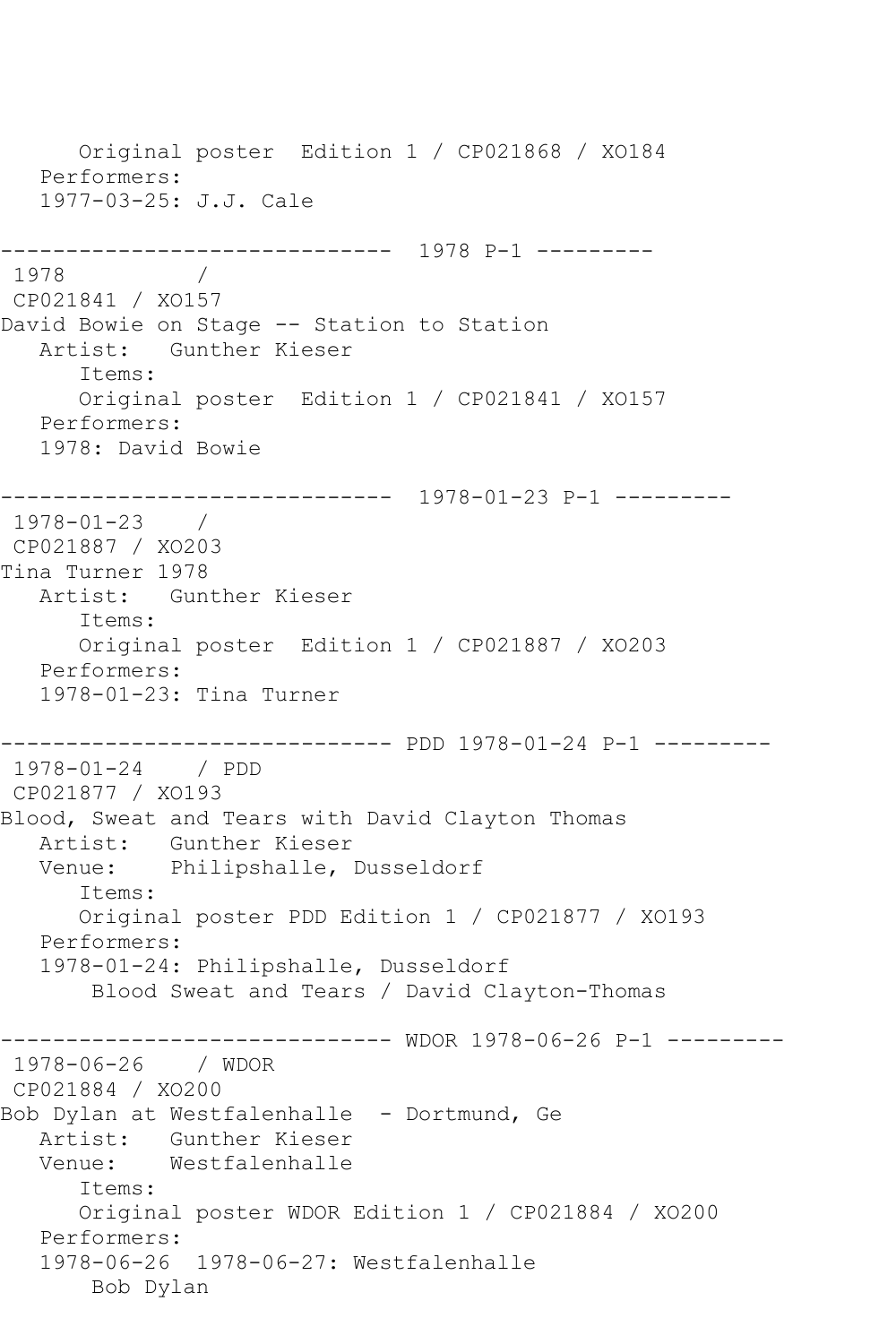```
      Original poster  Edition 1 / CP021868 / XO184
   Performers:
   1977-03-25: J.J. Cale

------------------------------  1978 P-1 ---------
 1978          /
 CP021841 / XO157
David Bowie on Stage -- Station to Station
   Artist:   Gunther Kieser
      Items:
      Original poster  Edition 1 / CP021841 / XO157
   Performers:
   1978: David Bowie

------------------------------  1978-01-23 P-1 ---------
 1978-01-23    /
 CP021887 / XO203
Tina Turner 1978
   Artist:   Gunther Kieser
      Items:
      Original poster  Edition 1 / CP021887 / XO203
   Performers:
   1978-01-23: Tina Turner

------------------------------ PDD 1978-01-24 P-1 ---------
 1978-01-24    / PDD
 CP021877 / XO193
Blood, Sweat and Tears with David Clayton Thomas
   Artist:   Gunther Kieser
   Venue:    Philipshalle, Dusseldorf
      Items:
      Original poster PDD Edition 1 / CP021877 / XO193
   Performers:
   1978-01-24: Philipshalle, Dusseldorf
       Blood Sweat and Tears / David Clayton-Thomas

------------------------------ WDOR 1978-06-26 P-1 ---------
 1978-06-26    / WDOR
 CP021884 / XO200
Bob Dylan at Westfalenhalle  - Dortmund, Ge
   Artist:   Gunther Kieser
   Venue:    Westfalenhalle
      Items:
      Original poster WDOR Edition 1 / CP021884 / XO200
   Performers:
   1978-06-26  1978-06-27: Westfalenhalle
       Bob Dylan
```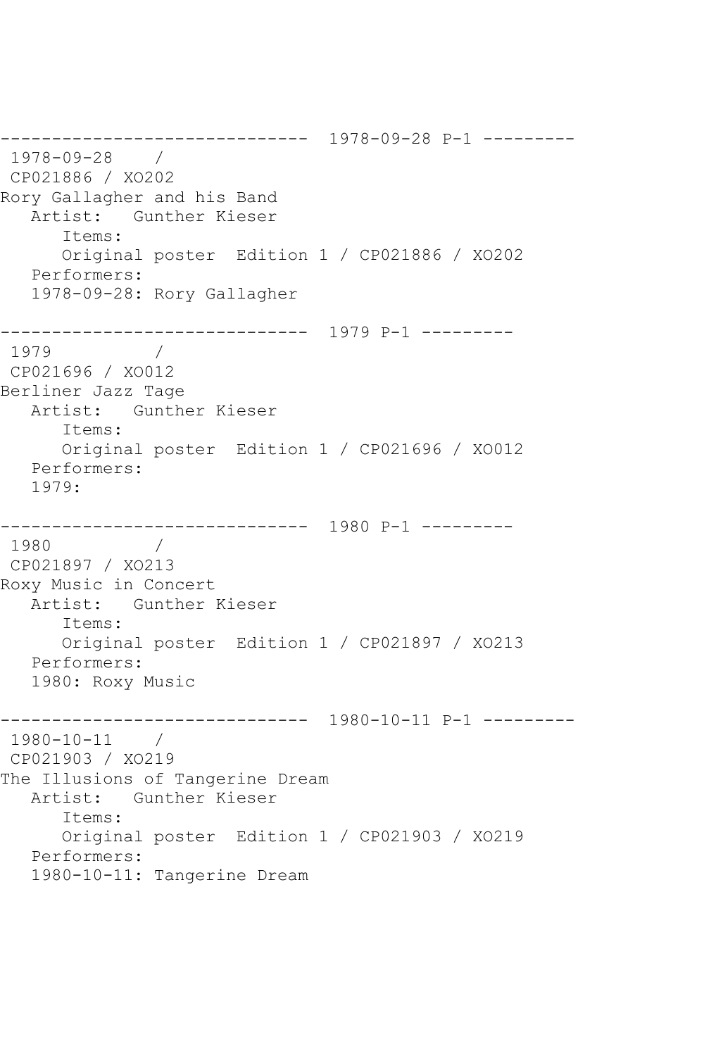```
------------------------------  1978-09-28 P-1 ---------
 1978-09-28    / 
 CP021886 / XO202
Rory Gallagher and his Band
   Artist:   Gunther Kieser
      Items:
      Original poster  Edition 1 / CP021886 / XO202
   Performers:
   1978-09-28: Rory Gallagher

------------------------------  1979 P-1 ---------
 1979          / 
 CP021696 / XO012
Berliner Jazz Tage
   Artist:   Gunther Kieser
      Items:
      Original poster  Edition 1 / CP021696 / XO012
   Performers:
   1979:

------------------------------  1980 P-1 ---------
 1980          / 
 CP021897 / XO213
Roxy Music in Concert
   Artist:   Gunther Kieser
      Items:
      Original poster  Edition 1 / CP021897 / XO213
   Performers:
   1980: Roxy Music

------------------------------  1980-10-11 P-1 ---------
 1980-10-11    / 
 CP021903 / XO219
The Illusions of Tangerine Dream
   Artist:   Gunther Kieser
      Items:
      Original poster  Edition 1 / CP021903 / XO219
   Performers:
   1980-10-11: Tangerine Dream
```